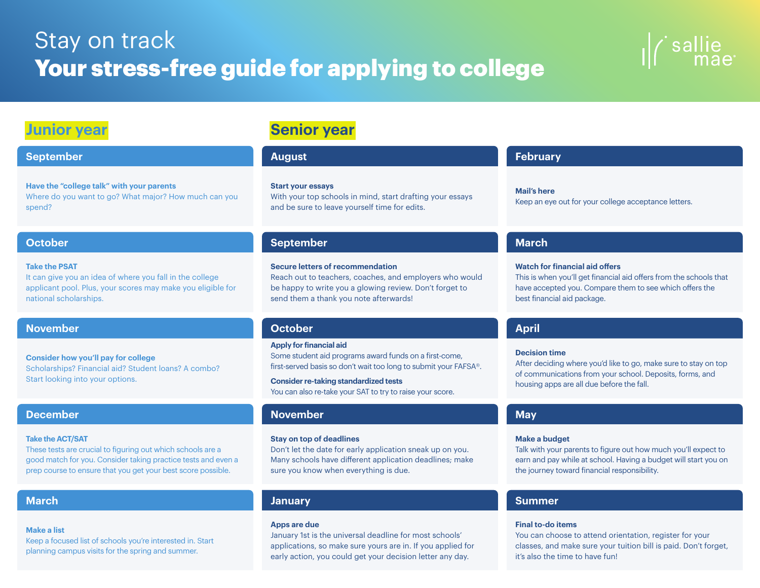# Stay on track

# Your stress-free guide for applying to college

sallie mae

## Junior year

### September

**Have the "college talk" with your parents**
Where do you want to go? What major? How much can you spend?

### October

**Take the PSAT**
It can give you an idea of where you fall in the college applicant pool. Plus, your scores may make you eligible for national scholarships.

### November

**Consider how you'll pay for college**
Scholarships? Financial aid? Student loans? A combo? Start looking into your options.

### December

**Take the ACT/SAT**
These tests are crucial to figuring out which schools are a good match for you. Consider taking practice tests and even a prep course to ensure that you get your best score possible.

### March

**Make a list**
Keep a focused list of schools you're interested in. Start planning campus visits for the spring and summer.

## Senior year

### August

**Start your essays**
With your top schools in mind, start drafting your essays and be sure to leave yourself time for edits.

### September

**Secure letters of recommendation**
Reach out to teachers, coaches, and employers who would be happy to write you a glowing review. Don't forget to send them a thank you note afterwards!

### October

**Apply for financial aid**
Some student aid programs award funds on a first-come, first-served basis so don't wait too long to submit your FAFSA®.

**Consider re-taking standardized tests**
You can also re-take your SAT to try to raise your score.

### November

**Stay on top of deadlines**
Don't let the date for early application sneak up on you. Many schools have different application deadlines; make sure you know when everything is due.

### January

**Apps are due**
January 1st is the universal deadline for most schools' applications, so make sure yours are in. If you applied for early action, you could get your decision letter any day.

### February

**Mail's here**
Keep an eye out for your college acceptance letters.

### March

**Watch for financial aid offers**
This is when you'll get financial aid offers from the schools that have accepted you. Compare them to see which offers the best financial aid package.

### April

**Decision time**
After deciding where you'd like to go, make sure to stay on top of communications from your school. Deposits, forms, and housing apps are all due before the fall.

### May

**Make a budget**
Talk with your parents to figure out how much you'll expect to earn and pay while at school. Having a budget will start you on the journey toward financial responsibility.

### Summer

**Final to-do items**
You can choose to attend orientation, register for your classes, and make sure your tuition bill is paid. Don't forget, it's also the time to have fun!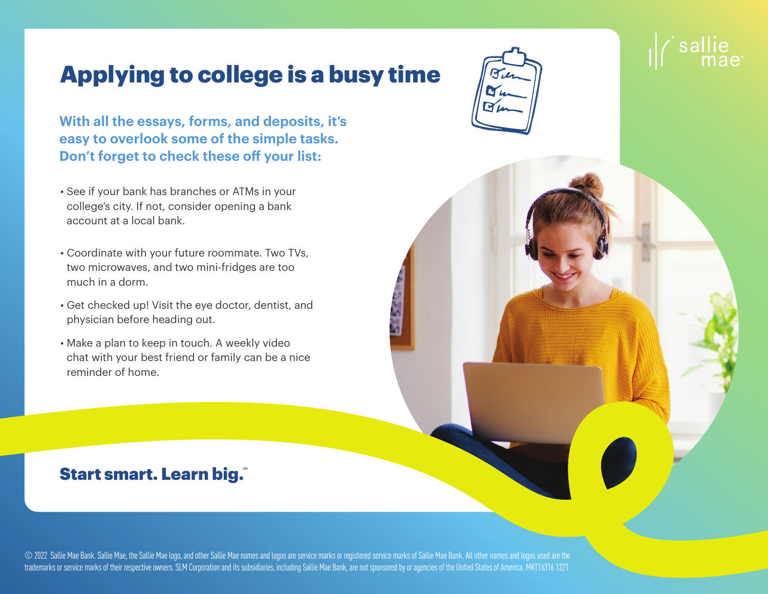# Applying to college is a busy time

**With all the essays, forms, and deposits, it's easy to overlook some of the simple tasks. Don't forget to check these off your list:**

- See if your bank has branches or ATMs in your college's city. If not, consider opening a bank account at a local bank.
- Coordinate with your future roommate. Two TVs, two microwaves, and two mini-fridges are too much in a dorm.
- Get checked up! Visit the eye doctor, dentist, and physician before heading out.
- Make a plan to keep in touch. A weekly video chat with your best friend or family can be a nice reminder of home.

**Start smart. Learn big.℠**

© 2022 Sallie Mae Bank. Sallie Mae, the Sallie Mae logo, and other Sallie Mae names and logos are service marks or registered service marks of Sallie Mae Bank. All other names and logos used are the trademarks or service marks of their respective owners. SLM Corporation and its subsidiaries, including Sallie Mae Bank, are not sponsored by or agencies of the United States of America. MKT16316 1221